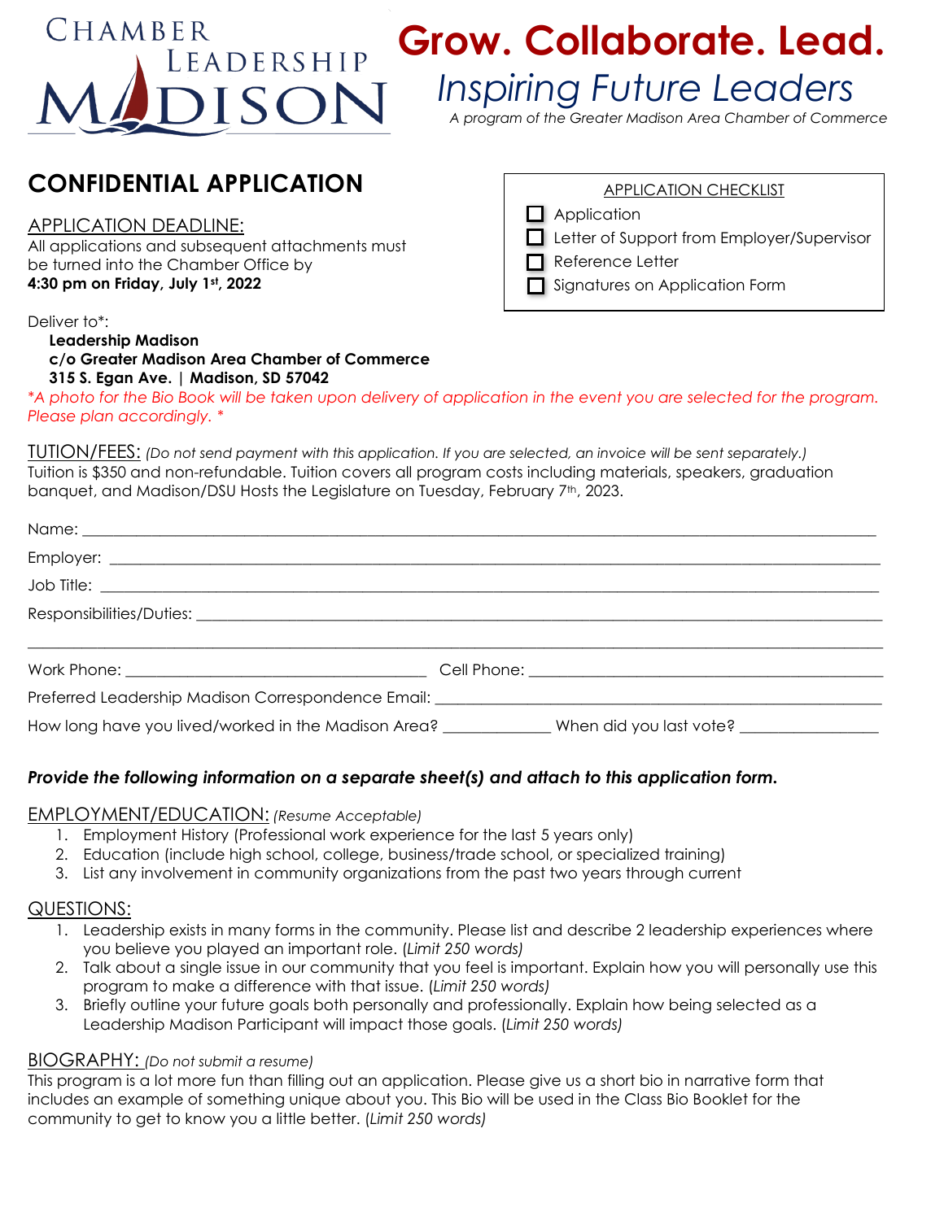# CHAMBER LEADERSHIP MADISON

# Grow. Collaborate. Lead.

*Inspiring Future Leaders*

*A program of the Greater Madison Area Chamber of Commerce*

## CONFIDENTIAL APPLICATION

APPLICATION DEADLINE:

All applications and subsequent attachments must be turned into the Chamber Office by **4:30 pm on Friday, July 1st, 2022**

APPLICATION CHECKLIST

- ☐ Application
- ☐ Letter of Support from Employer/Supervisor
- ☐ Reference Letter
- ☐ Signatures on Application Form

Deliver to*:

**Leadership Madison**
**c/o Greater Madison Area Chamber of Commerce**
**315 S. Egan Ave. | Madison, SD 57042**

*\*A photo for the Bio Book will be taken upon delivery of application in the event you are selected for the program. Please plan accordingly. \**

TUTION/FEES: *(Do not send payment with this application. If you are selected, an invoice will be sent separately.)*
Tuition is $350 and non-refundable. Tuition covers all program costs including materials, speakers, graduation banquet, and Madison/DSU Hosts the Legislature on Tuesday, February 7th, 2023.

Name: ____________________________________________

Employer: ____________________________________________

Job Title: ____________________________________________

Responsibilities/Duties: ____________________________________________

____________________________________________

Work Phone: ______________________ Cell Phone: ______________________

Preferred Leadership Madison Correspondence Email: ______________________

How long have you lived/worked in the Madison Area? __________ When did you last vote? __________

***Provide the following information on a separate sheet(s) and attach to this application form.***

EMPLOYMENT/EDUCATION: *(Resume Acceptable)*

1. Employment History (Professional work experience for the last 5 years only)
2. Education (include high school, college, business/trade school, or specialized training)
3. List any involvement in community organizations from the past two years through current

QUESTIONS:

1. Leadership exists in many forms in the community. Please list and describe 2 leadership experiences where you believe you played an important role. *(Limit 250 words)*
2. Talk about a single issue in our community that you feel is important. Explain how you will personally use this program to make a difference with that issue. *(Limit 250 words)*
3. Briefly outline your future goals both personally and professionally. Explain how being selected as a Leadership Madison Participant will impact those goals. *(Limit 250 words)*

BIOGRAPHY: *(Do not submit a resume)*
This program is a lot more fun than filling out an application. Please give us a short bio in narrative form that includes an example of something unique about you. This Bio will be used in the Class Bio Booklet for the community to get to know you a little better. *(Limit 250 words)*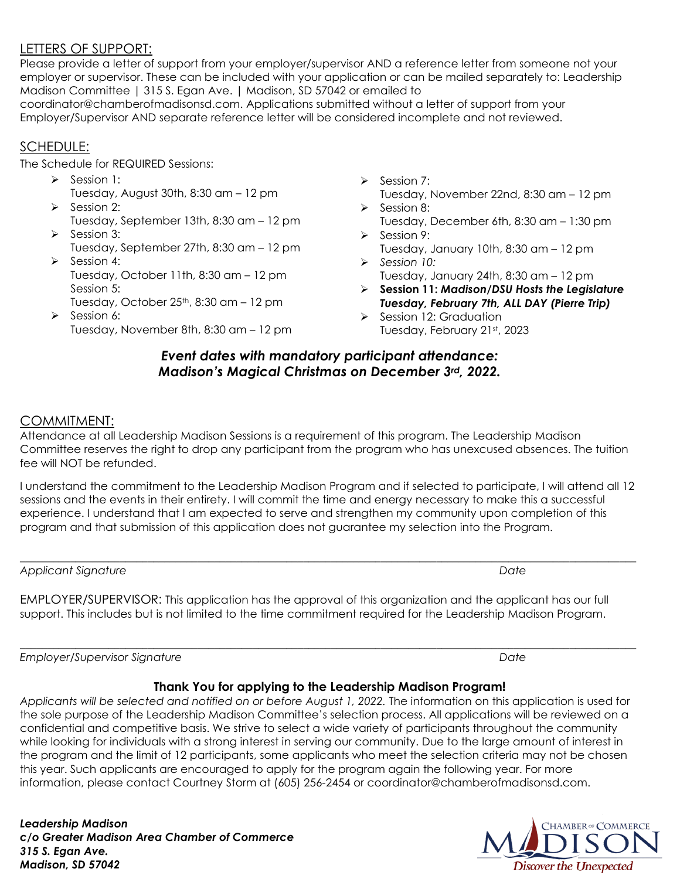## LETTERS OF SUPPORT:

Please provide a letter of support from your employer/supervisor AND a reference letter from someone not your employer or supervisor. These can be included with your application or can be mailed separately to: Leadership Madison Committee | 315 S. Egan Ave. | Madison, SD 57042 or emailed to coordinator@chamberofmadisonsd.com. Applications submitted without a letter of support from your Employer/Supervisor AND separate reference letter will be considered incomplete and not reviewed.

## SCHEDULE:

The Schedule for REQUIRED Sessions:

- Session 1:
  Tuesday, August 30th, 8:30 am – 12 pm
- Session 2:
  Tuesday, September 13th, 8:30 am – 12 pm
- Session 3:
  Tuesday, September 27th, 8:30 am – 12 pm
- Session 4:
  Tuesday, October 11th, 8:30 am – 12 pm
  Session 5:
  Tuesday, October 25th, 8:30 am – 12 pm
- Session 6:
  Tuesday, November 8th, 8:30 am – 12 pm
- Session 7:
  Tuesday, November 22nd, 8:30 am – 12 pm
- Session 8:
  Tuesday, December 6th, 8:30 am – 1:30 pm
- Session 9:
  Tuesday, January 10th, 8:30 am – 12 pm
- *Session 10:*
  Tuesday, January 24th, 8:30 am – 12 pm
- **Session 11: *Madison/DSU Hosts the Legislature***
  ***Tuesday, February 7th, ALL DAY (Pierre Trip)***
- Session 12: Graduation
  Tuesday, February 21st, 2023

***Event dates with mandatory participant attendance:***
***Madison's Magical Christmas on December 3rd, 2022.***

## COMMITMENT:

Attendance at all Leadership Madison Sessions is a requirement of this program. The Leadership Madison Committee reserves the right to drop any participant from the program who has unexcused absences. The tuition fee will NOT be refunded.

I understand the commitment to the Leadership Madison Program and if selected to participate, I will attend all 12 sessions and the events in their entirety. I will commit the time and energy necessary to make this a successful experience. I understand that I am expected to serve and strengthen my community upon completion of this program and that submission of this application does not guarantee my selection into the Program.

\_\_\_\_\_\_\_\_\_\_\_\_\_\_\_\_\_\_\_\_\_\_\_\_\_\_\_\_\_\_\_\_\_\_\_\_\_\_\_\_\_\_\_\_\_\_\_\_\_\_\_\_\_\_\_\_\_\_\_\_

*Applicant Signature* *Date*

EMPLOYER/SUPERVISOR: This application has the approval of this organization and the applicant has our full support. This includes but is not limited to the time commitment required for the Leadership Madison Program.

\_\_\_\_\_\_\_\_\_\_\_\_\_\_\_\_\_\_\_\_\_\_\_\_\_\_\_\_\_\_\_\_\_\_\_\_\_\_\_\_\_\_\_\_\_\_\_\_\_\_\_\_\_\_\_\_\_\_\_\_

*Employer/Supervisor Signature* *Date*

**Thank You for applying to the Leadership Madison Program!**

*Applicants will be selected and notified on or before August 1, 2022.* The information on this application is used for the sole purpose of the Leadership Madison Committee's selection process. All applications will be reviewed on a confidential and competitive basis. We strive to select a wide variety of participants throughout the community while looking for individuals with a strong interest in serving our community. Due to the large amount of interest in the program and the limit of 12 participants, some applicants who meet the selection criteria may not be chosen this year. Such applicants are encouraged to apply for the program again the following year. For more information, please contact Courtney Storm at (605) 256-2454 or coordinator@chamberofmadisonsd.com.

***Leadership Madison***
***c/o Greater Madison Area Chamber of Commerce***
***315 S. Egan Ave.***
***Madison, SD 57042***

CHAMBER OF COMMERCE
MADISON
*Discover the Unexpected*